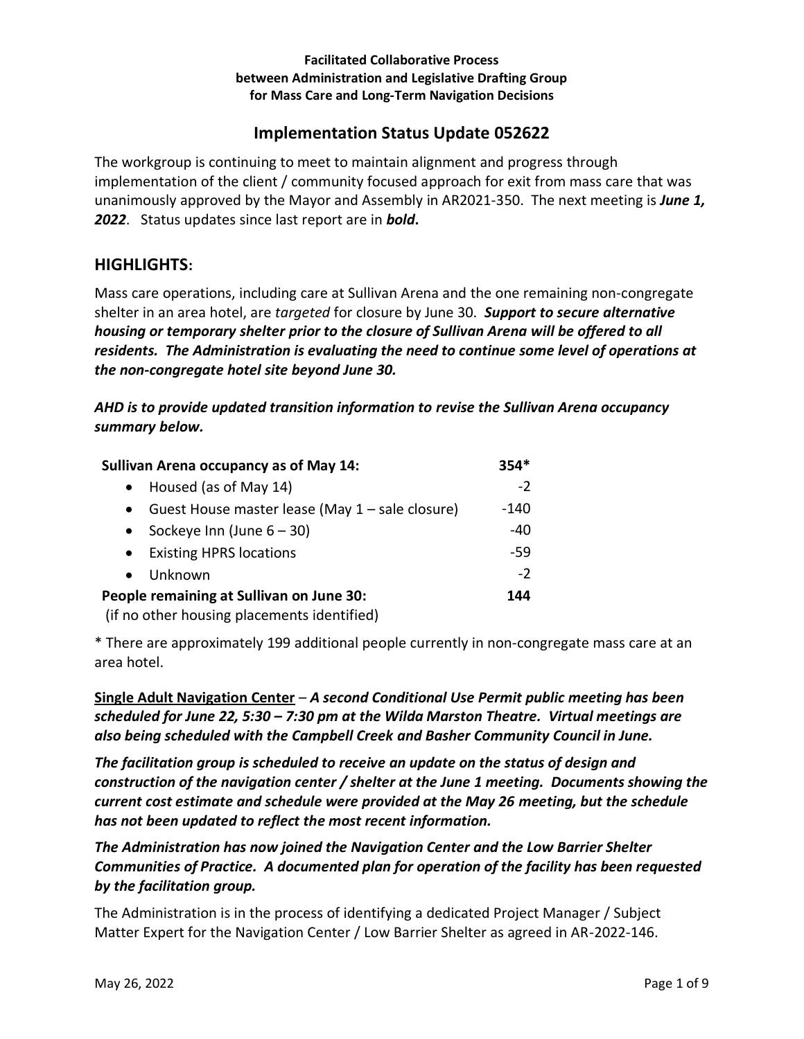**Facilitated Collaborative Process**
**between Administration and Legislative Drafting Group**
**for Mass Care and Long-Term Navigation Decisions**

# Implementation Status Update 052622

The workgroup is continuing to meet to maintain alignment and progress through implementation of the client / community focused approach for exit from mass care that was unanimously approved by the Mayor and Assembly in AR2021-350. The next meeting is ***June 1, 2022***. Status updates since last report are in ***bold***.

## HIGHLIGHTS:

Mass care operations, including care at Sullivan Arena and the one remaining non-congregate shelter in an area hotel, are *targeted* for closure by June 30. ***Support to secure alternative housing or temporary shelter prior to the closure of Sullivan Arena will be offered to all residents. The Administration is evaluating the need to continue some level of operations at the non-congregate hotel site beyond June 30.***

***AHD is to provide updated transition information to revise the Sullivan Arena occupancy summary below.***

| | |
|---|---|
| **Sullivan Arena occupancy as of May 14:** | **354*** |
| • Housed (as of May 14) | -2 |
| • Guest House master lease (May 1 – sale closure) | -140 |
| • Sockeye Inn (June 6 – 30) | -40 |
| • Existing HPRS locations | -59 |
| • Unknown | -2 |
| **People remaining at Sullivan on June 30:** (if no other housing placements identified) | **144** |

\* There are approximately 199 additional people currently in non-congregate mass care at an area hotel.

__Single Adult Navigation Center__ – ***A second Conditional Use Permit public meeting has been scheduled for June 22, 5:30 – 7:30 pm at the Wilda Marston Theatre. Virtual meetings are also being scheduled with the Campbell Creek and Basher Community Council in June.***

***The facilitation group is scheduled to receive an update on the status of design and construction of the navigation center / shelter at the June 1 meeting. Documents showing the current cost estimate and schedule were provided at the May 26 meeting, but the schedule has not been updated to reflect the most recent information.***

***The Administration has now joined the Navigation Center and the Low Barrier Shelter Communities of Practice. A documented plan for operation of the facility has been requested by the facilitation group.***

The Administration is in the process of identifying a dedicated Project Manager / Subject Matter Expert for the Navigation Center / Low Barrier Shelter as agreed in AR-2022-146.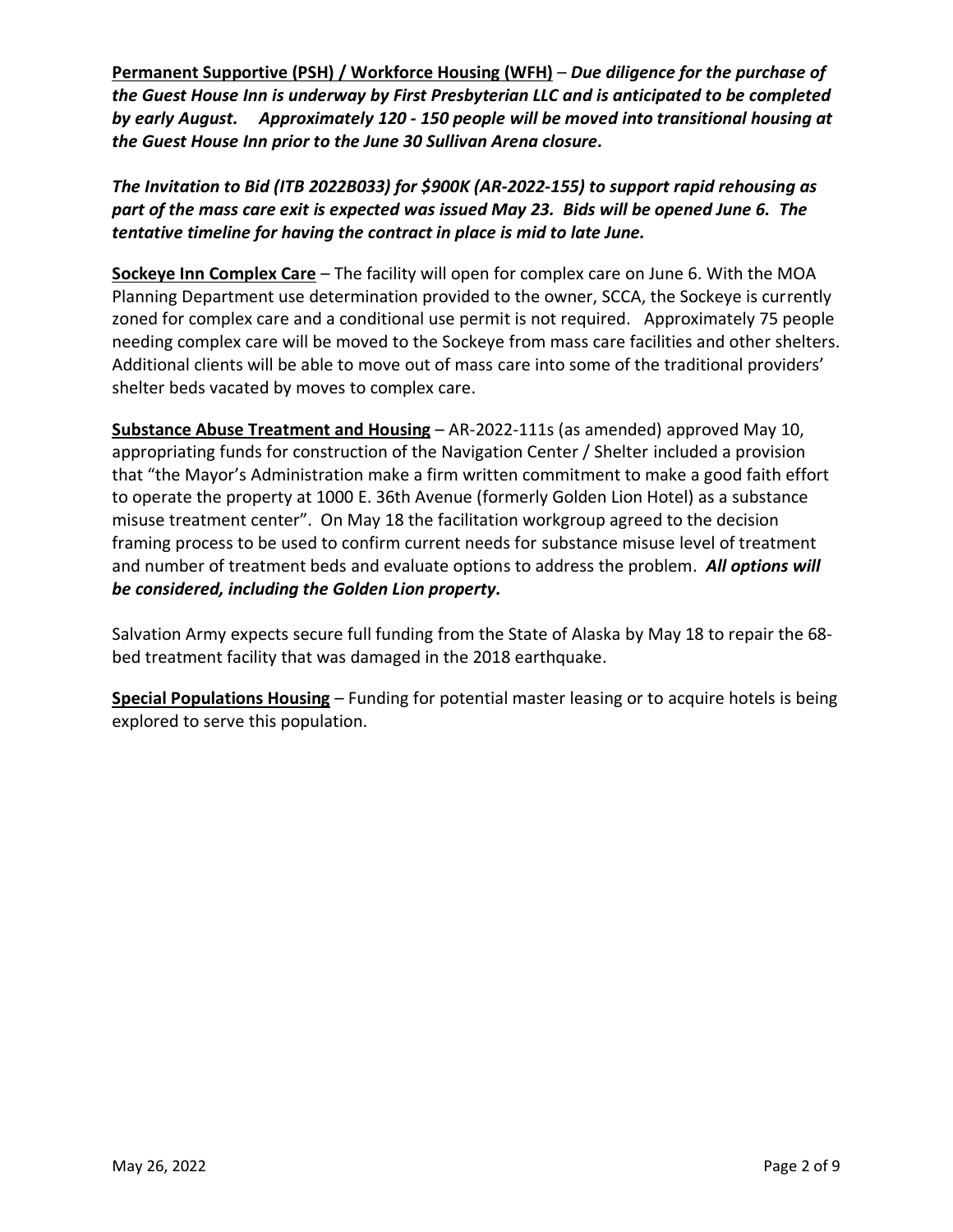**<u>Permanent Supportive (PSH) / Workforce Housing (WFH)</u>** – ***Due diligence for the purchase of the Guest House Inn is underway by First Presbyterian LLC and is anticipated to be completed by early August. Approximately 120 - 150 people will be moved into transitional housing at the Guest House Inn prior to the June 30 Sullivan Arena closure.***

***The Invitation to Bid (ITB 2022B033) for $900K (AR-2022-155) to support rapid rehousing as part of the mass care exit is expected was issued May 23. Bids will be opened June 6. The tentative timeline for having the contract in place is mid to late June.***

**<u>Sockeye Inn Complex Care</u>** – The facility will open for complex care on June 6. With the MOA Planning Department use determination provided to the owner, SCCA, the Sockeye is currently zoned for complex care and a conditional use permit is not required. Approximately 75 people needing complex care will be moved to the Sockeye from mass care facilities and other shelters. Additional clients will be able to move out of mass care into some of the traditional providers' shelter beds vacated by moves to complex care.

**<u>Substance Abuse Treatment and Housing</u>** – AR-2022-111s (as amended) approved May 10, appropriating funds for construction of the Navigation Center / Shelter included a provision that "the Mayor's Administration make a firm written commitment to make a good faith effort to operate the property at 1000 E. 36th Avenue (formerly Golden Lion Hotel) as a substance misuse treatment center". On May 18 the facilitation workgroup agreed to the decision framing process to be used to confirm current needs for substance misuse level of treatment and number of treatment beds and evaluate options to address the problem. ***All options will be considered, including the Golden Lion property.***

Salvation Army expects secure full funding from the State of Alaska by May 18 to repair the 68-bed treatment facility that was damaged in the 2018 earthquake.

**<u>Special Populations Housing</u>** – Funding for potential master leasing or to acquire hotels is being explored to serve this population.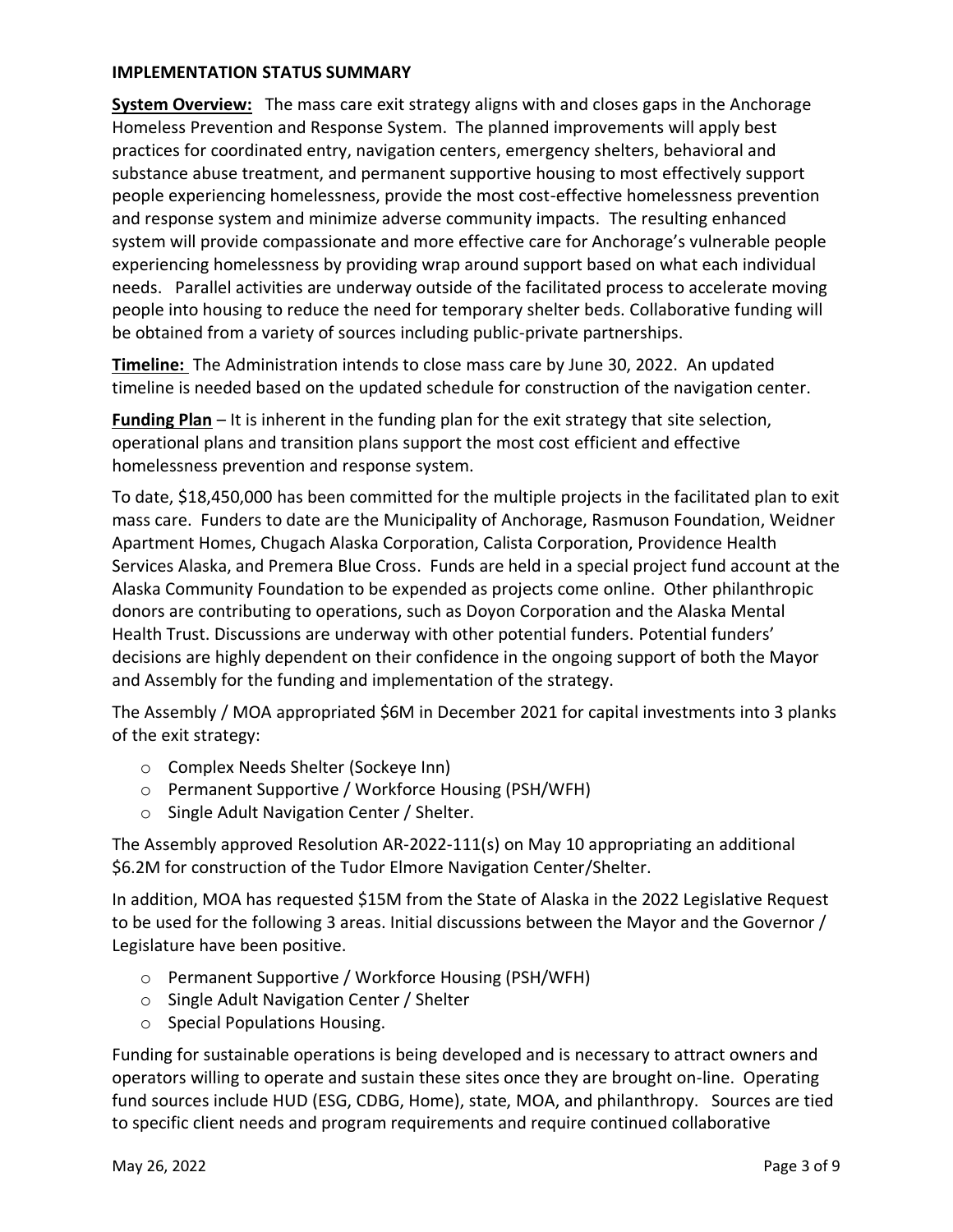## IMPLEMENTATION STATUS SUMMARY

**System Overview:** The mass care exit strategy aligns with and closes gaps in the Anchorage Homeless Prevention and Response System. The planned improvements will apply best practices for coordinated entry, navigation centers, emergency shelters, behavioral and substance abuse treatment, and permanent supportive housing to most effectively support people experiencing homelessness, provide the most cost-effective homelessness prevention and response system and minimize adverse community impacts. The resulting enhanced system will provide compassionate and more effective care for Anchorage's vulnerable people experiencing homelessness by providing wrap around support based on what each individual needs. Parallel activities are underway outside of the facilitated process to accelerate moving people into housing to reduce the need for temporary shelter beds. Collaborative funding will be obtained from a variety of sources including public-private partnerships.

**Timeline:** The Administration intends to close mass care by June 30, 2022. An updated timeline is needed based on the updated schedule for construction of the navigation center.

**Funding Plan** – It is inherent in the funding plan for the exit strategy that site selection, operational plans and transition plans support the most cost efficient and effective homelessness prevention and response system.

To date, $18,450,000 has been committed for the multiple projects in the facilitated plan to exit mass care. Funders to date are the Municipality of Anchorage, Rasmuson Foundation, Weidner Apartment Homes, Chugach Alaska Corporation, Calista Corporation, Providence Health Services Alaska, and Premera Blue Cross. Funds are held in a special project fund account at the Alaska Community Foundation to be expended as projects come online. Other philanthropic donors are contributing to operations, such as Doyon Corporation and the Alaska Mental Health Trust. Discussions are underway with other potential funders. Potential funders' decisions are highly dependent on their confidence in the ongoing support of both the Mayor and Assembly for the funding and implementation of the strategy.

The Assembly / MOA appropriated $6M in December 2021 for capital investments into 3 planks of the exit strategy:

- Complex Needs Shelter (Sockeye Inn)
- Permanent Supportive / Workforce Housing (PSH/WFH)
- Single Adult Navigation Center / Shelter.

The Assembly approved Resolution AR-2022-111(s) on May 10 appropriating an additional $6.2M for construction of the Tudor Elmore Navigation Center/Shelter.

In addition, MOA has requested $15M from the State of Alaska in the 2022 Legislative Request to be used for the following 3 areas. Initial discussions between the Mayor and the Governor / Legislature have been positive.

- Permanent Supportive / Workforce Housing (PSH/WFH)
- Single Adult Navigation Center / Shelter
- Special Populations Housing.

Funding for sustainable operations is being developed and is necessary to attract owners and operators willing to operate and sustain these sites once they are brought on-line. Operating fund sources include HUD (ESG, CDBG, Home), state, MOA, and philanthropy. Sources are tied to specific client needs and program requirements and require continued collaborative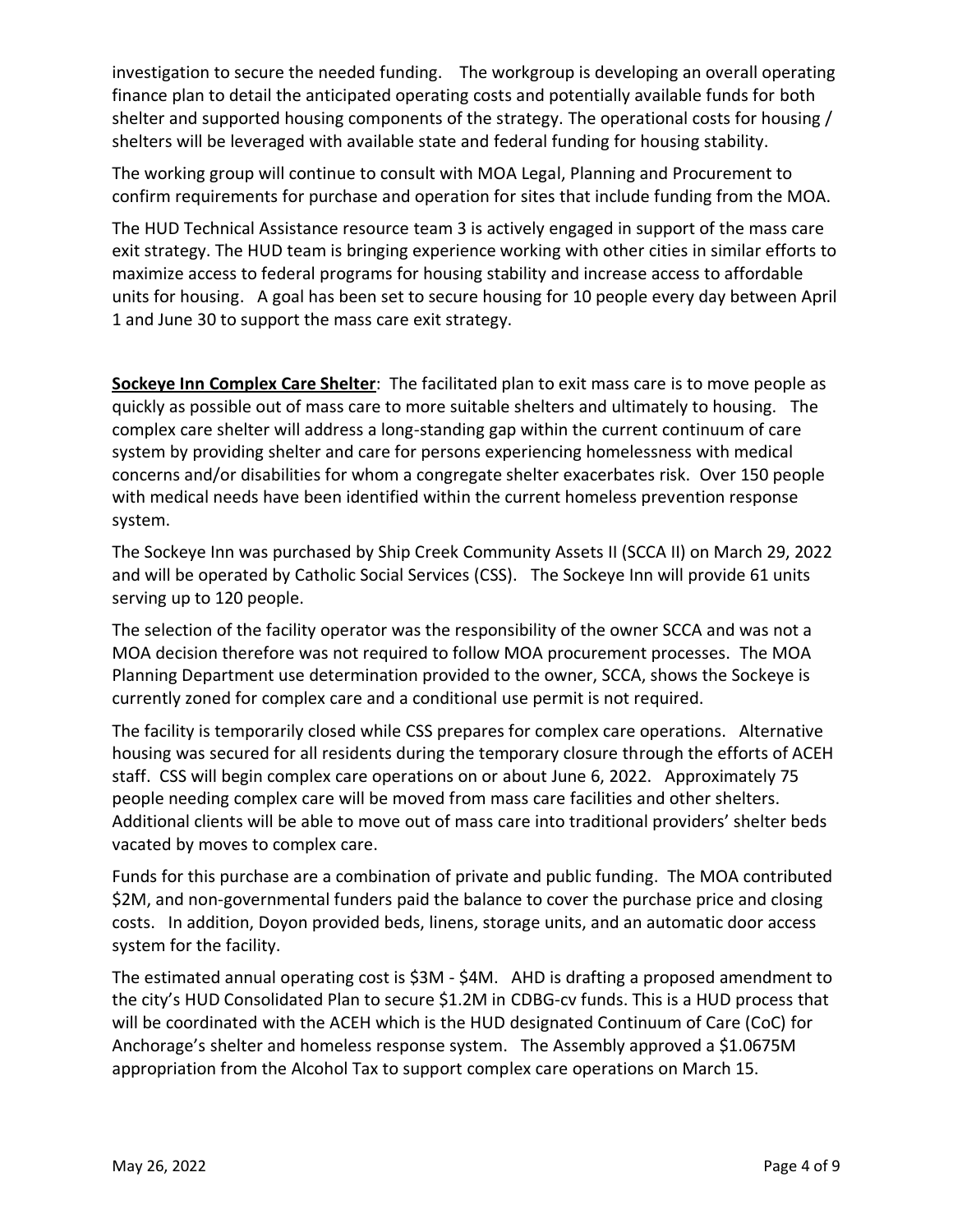investigation to secure the needed funding. The workgroup is developing an overall operating finance plan to detail the anticipated operating costs and potentially available funds for both shelter and supported housing components of the strategy. The operational costs for housing / shelters will be leveraged with available state and federal funding for housing stability.

The working group will continue to consult with MOA Legal, Planning and Procurement to confirm requirements for purchase and operation for sites that include funding from the MOA.

The HUD Technical Assistance resource team 3 is actively engaged in support of the mass care exit strategy. The HUD team is bringing experience working with other cities in similar efforts to maximize access to federal programs for housing stability and increase access to affordable units for housing. A goal has been set to secure housing for 10 people every day between April 1 and June 30 to support the mass care exit strategy.

**Sockeye Inn Complex Care Shelter**: The facilitated plan to exit mass care is to move people as quickly as possible out of mass care to more suitable shelters and ultimately to housing. The complex care shelter will address a long-standing gap within the current continuum of care system by providing shelter and care for persons experiencing homelessness with medical concerns and/or disabilities for whom a congregate shelter exacerbates risk. Over 150 people with medical needs have been identified within the current homeless prevention response system.

The Sockeye Inn was purchased by Ship Creek Community Assets II (SCCA II) on March 29, 2022 and will be operated by Catholic Social Services (CSS). The Sockeye Inn will provide 61 units serving up to 120 people.

The selection of the facility operator was the responsibility of the owner SCCA and was not a MOA decision therefore was not required to follow MOA procurement processes. The MOA Planning Department use determination provided to the owner, SCCA, shows the Sockeye is currently zoned for complex care and a conditional use permit is not required.

The facility is temporarily closed while CSS prepares for complex care operations. Alternative housing was secured for all residents during the temporary closure through the efforts of ACEH staff. CSS will begin complex care operations on or about June 6, 2022. Approximately 75 people needing complex care will be moved from mass care facilities and other shelters. Additional clients will be able to move out of mass care into traditional providers' shelter beds vacated by moves to complex care.

Funds for this purchase are a combination of private and public funding. The MOA contributed $2M, and non-governmental funders paid the balance to cover the purchase price and closing costs. In addition, Doyon provided beds, linens, storage units, and an automatic door access system for the facility.

The estimated annual operating cost is $3M - $4M. AHD is drafting a proposed amendment to the city's HUD Consolidated Plan to secure $1.2M in CDBG-cv funds. This is a HUD process that will be coordinated with the ACEH which is the HUD designated Continuum of Care (CoC) for Anchorage's shelter and homeless response system. The Assembly approved a $1.0675M appropriation from the Alcohol Tax to support complex care operations on March 15.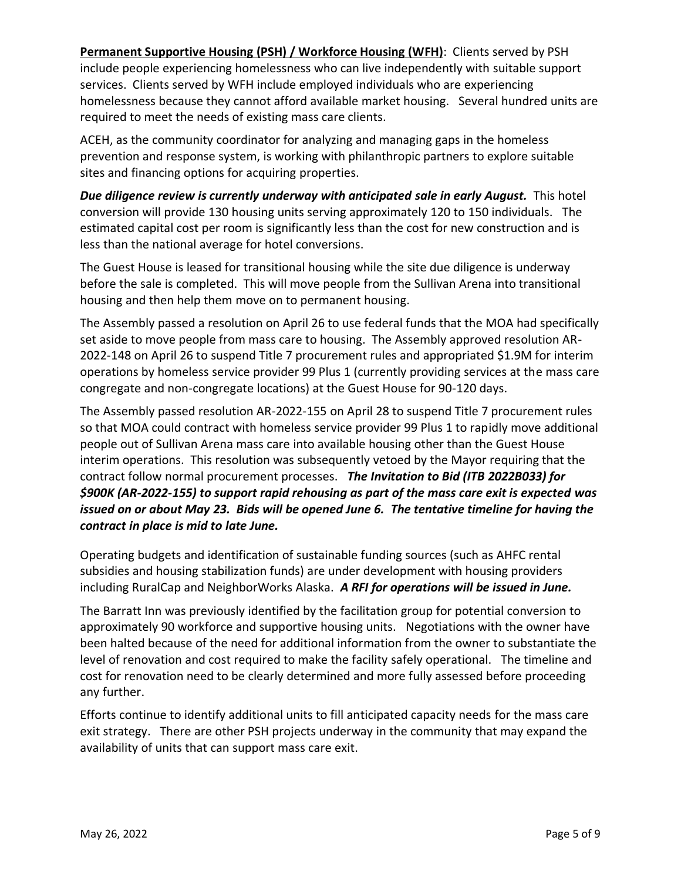**<u>Permanent Supportive Housing (PSH) / Workforce Housing (WFH)</u>**: Clients served by PSH include people experiencing homelessness who can live independently with suitable support services. Clients served by WFH include employed individuals who are experiencing homelessness because they cannot afford available market housing. Several hundred units are required to meet the needs of existing mass care clients.

ACEH, as the community coordinator for analyzing and managing gaps in the homeless prevention and response system, is working with philanthropic partners to explore suitable sites and financing options for acquiring properties.

***Due diligence review is currently underway with anticipated sale in early August.*** This hotel conversion will provide 130 housing units serving approximately 120 to 150 individuals. The estimated capital cost per room is significantly less than the cost for new construction and is less than the national average for hotel conversions.

The Guest House is leased for transitional housing while the site due diligence is underway before the sale is completed. This will move people from the Sullivan Arena into transitional housing and then help them move on to permanent housing.

The Assembly passed a resolution on April 26 to use federal funds that the MOA had specifically set aside to move people from mass care to housing. The Assembly approved resolution AR-2022-148 on April 26 to suspend Title 7 procurement rules and appropriated $1.9M for interim operations by homeless service provider 99 Plus 1 (currently providing services at the mass care congregate and non-congregate locations) at the Guest House for 90-120 days.

The Assembly passed resolution AR-2022-155 on April 28 to suspend Title 7 procurement rules so that MOA could contract with homeless service provider 99 Plus 1 to rapidly move additional people out of Sullivan Arena mass care into available housing other than the Guest House interim operations. This resolution was subsequently vetoed by the Mayor requiring that the contract follow normal procurement processes. ***The Invitation to Bid (ITB 2022B033) for $900K (AR-2022-155) to support rapid rehousing as part of the mass care exit is expected was issued on or about May 23. Bids will be opened June 6. The tentative timeline for having the contract in place is mid to late June.***

Operating budgets and identification of sustainable funding sources (such as AHFC rental subsidies and housing stabilization funds) are under development with housing providers including RuralCap and NeighborWorks Alaska. ***A RFI for operations will be issued in June.***

The Barratt Inn was previously identified by the facilitation group for potential conversion to approximately 90 workforce and supportive housing units. Negotiations with the owner have been halted because of the need for additional information from the owner to substantiate the level of renovation and cost required to make the facility safely operational. The timeline and cost for renovation need to be clearly determined and more fully assessed before proceeding any further.

Efforts continue to identify additional units to fill anticipated capacity needs for the mass care exit strategy. There are other PSH projects underway in the community that may expand the availability of units that can support mass care exit.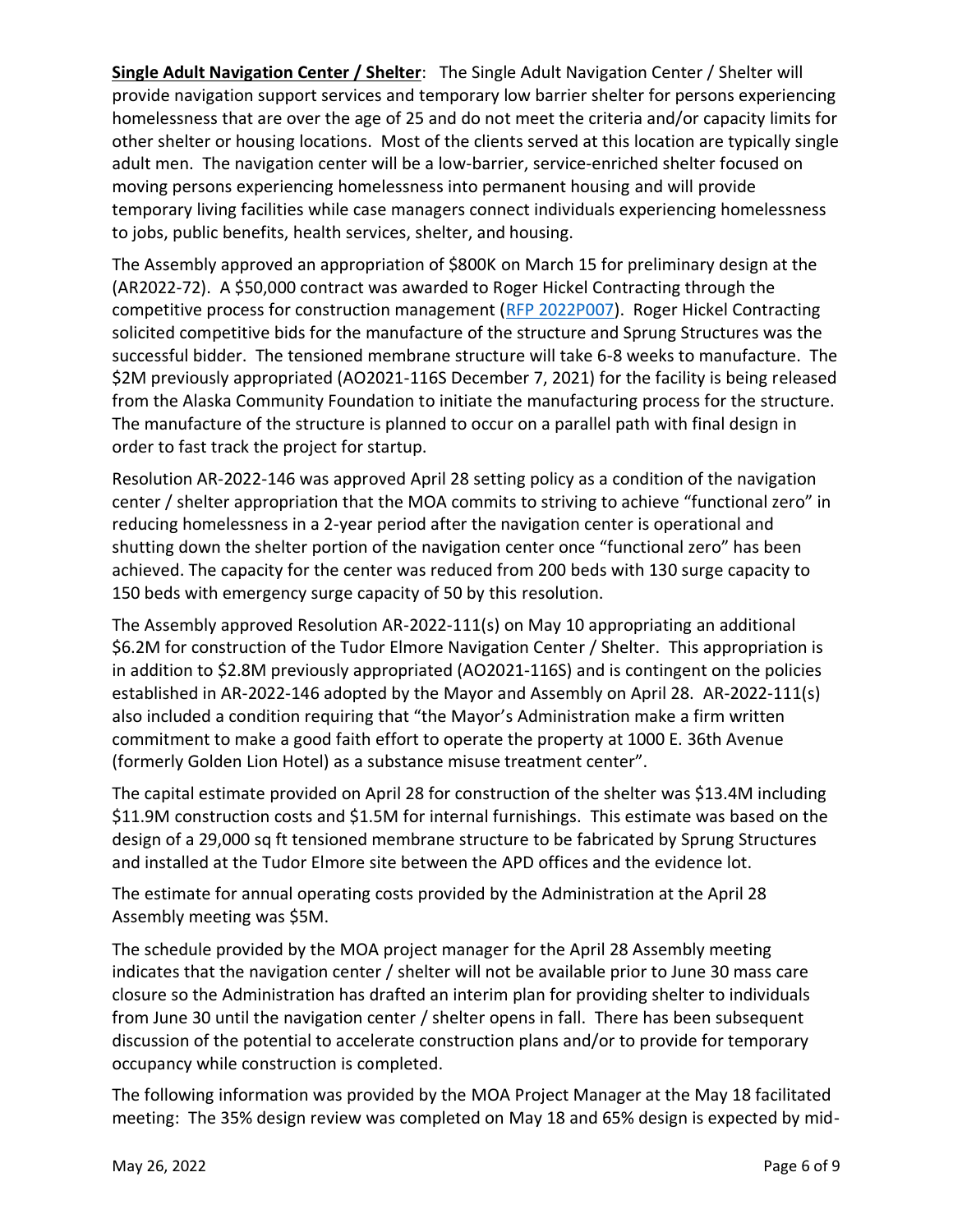**Single Adult Navigation Center / Shelter**: The Single Adult Navigation Center / Shelter will provide navigation support services and temporary low barrier shelter for persons experiencing homelessness that are over the age of 25 and do not meet the criteria and/or capacity limits for other shelter or housing locations. Most of the clients served at this location are typically single adult men. The navigation center will be a low-barrier, service-enriched shelter focused on moving persons experiencing homelessness into permanent housing and will provide temporary living facilities while case managers connect individuals experiencing homelessness to jobs, public benefits, health services, shelter, and housing.

The Assembly approved an appropriation of $800K on March 15 for preliminary design at the (AR2022-72). A $50,000 contract was awarded to Roger Hickel Contracting through the competitive process for construction management (RFP 2022P007). Roger Hickel Contracting solicited competitive bids for the manufacture of the structure and Sprung Structures was the successful bidder. The tensioned membrane structure will take 6-8 weeks to manufacture. The $2M previously appropriated (AO2021-116S December 7, 2021) for the facility is being released from the Alaska Community Foundation to initiate the manufacturing process for the structure. The manufacture of the structure is planned to occur on a parallel path with final design in order to fast track the project for startup.

Resolution AR-2022-146 was approved April 28 setting policy as a condition of the navigation center / shelter appropriation that the MOA commits to striving to achieve "functional zero" in reducing homelessness in a 2-year period after the navigation center is operational and shutting down the shelter portion of the navigation center once "functional zero" has been achieved. The capacity for the center was reduced from 200 beds with 130 surge capacity to 150 beds with emergency surge capacity of 50 by this resolution.

The Assembly approved Resolution AR-2022-111(s) on May 10 appropriating an additional $6.2M for construction of the Tudor Elmore Navigation Center / Shelter. This appropriation is in addition to $2.8M previously appropriated (AO2021-116S) and is contingent on the policies established in AR-2022-146 adopted by the Mayor and Assembly on April 28. AR-2022-111(s) also included a condition requiring that "the Mayor's Administration make a firm written commitment to make a good faith effort to operate the property at 1000 E. 36th Avenue (formerly Golden Lion Hotel) as a substance misuse treatment center".

The capital estimate provided on April 28 for construction of the shelter was $13.4M including $11.9M construction costs and $1.5M for internal furnishings. This estimate was based on the design of a 29,000 sq ft tensioned membrane structure to be fabricated by Sprung Structures and installed at the Tudor Elmore site between the APD offices and the evidence lot.

The estimate for annual operating costs provided by the Administration at the April 28 Assembly meeting was $5M.

The schedule provided by the MOA project manager for the April 28 Assembly meeting indicates that the navigation center / shelter will not be available prior to June 30 mass care closure so the Administration has drafted an interim plan for providing shelter to individuals from June 30 until the navigation center / shelter opens in fall. There has been subsequent discussion of the potential to accelerate construction plans and/or to provide for temporary occupancy while construction is completed.

The following information was provided by the MOA Project Manager at the May 18 facilitated meeting: The 35% design review was completed on May 18 and 65% design is expected by mid-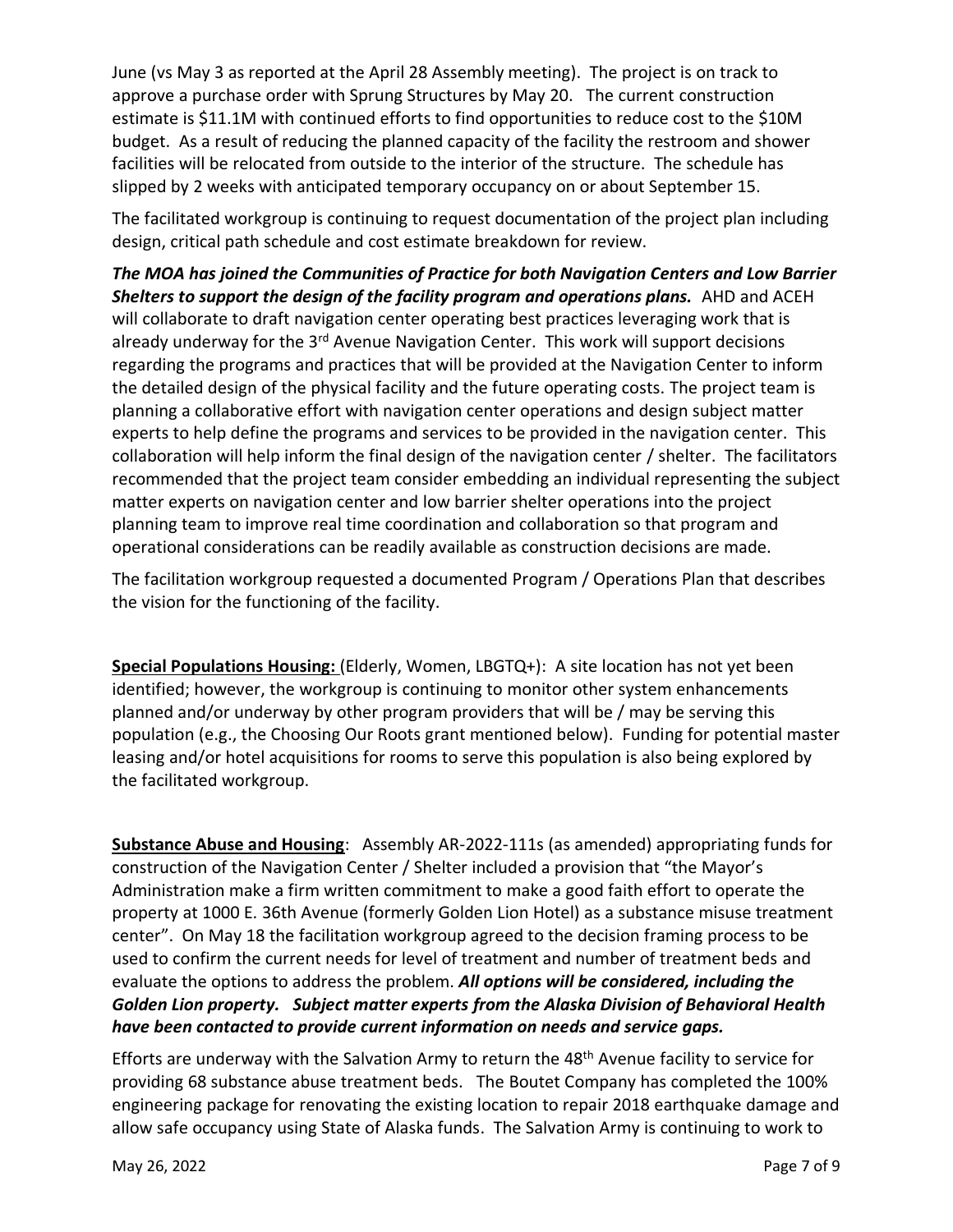June (vs May 3 as reported at the April 28 Assembly meeting). The project is on track to approve a purchase order with Sprung Structures by May 20. The current construction estimate is $11.1M with continued efforts to find opportunities to reduce cost to the $10M budget. As a result of reducing the planned capacity of the facility the restroom and shower facilities will be relocated from outside to the interior of the structure. The schedule has slipped by 2 weeks with anticipated temporary occupancy on or about September 15.

The facilitated workgroup is continuing to request documentation of the project plan including design, critical path schedule and cost estimate breakdown for review.

***The MOA has joined the Communities of Practice for both Navigation Centers and Low Barrier Shelters to support the design of the facility program and operations plans.*** AHD and ACEH will collaborate to draft navigation center operating best practices leveraging work that is already underway for the 3rd Avenue Navigation Center. This work will support decisions regarding the programs and practices that will be provided at the Navigation Center to inform the detailed design of the physical facility and the future operating costs. The project team is planning a collaborative effort with navigation center operations and design subject matter experts to help define the programs and services to be provided in the navigation center. This collaboration will help inform the final design of the navigation center / shelter. The facilitators recommended that the project team consider embedding an individual representing the subject matter experts on navigation center and low barrier shelter operations into the project planning team to improve real time coordination and collaboration so that program and operational considerations can be readily available as construction decisions are made.

The facilitation workgroup requested a documented Program / Operations Plan that describes the vision for the functioning of the facility.

**Special Populations Housing:** (Elderly, Women, LBGTQ+): A site location has not yet been identified; however, the workgroup is continuing to monitor other system enhancements planned and/or underway by other program providers that will be / may be serving this population (e.g., the Choosing Our Roots grant mentioned below). Funding for potential master leasing and/or hotel acquisitions for rooms to serve this population is also being explored by the facilitated workgroup.

**Substance Abuse and Housing**: Assembly AR-2022-111s (as amended) appropriating funds for construction of the Navigation Center / Shelter included a provision that "the Mayor's Administration make a firm written commitment to make a good faith effort to operate the property at 1000 E. 36th Avenue (formerly Golden Lion Hotel) as a substance misuse treatment center". On May 18 the facilitation workgroup agreed to the decision framing process to be used to confirm the current needs for level of treatment and number of treatment beds and evaluate the options to address the problem. ***All options will be considered, including the Golden Lion property. Subject matter experts from the Alaska Division of Behavioral Health have been contacted to provide current information on needs and service gaps.***

Efforts are underway with the Salvation Army to return the 48th Avenue facility to service for providing 68 substance abuse treatment beds. The Boutet Company has completed the 100% engineering package for renovating the existing location to repair 2018 earthquake damage and allow safe occupancy using State of Alaska funds. The Salvation Army is continuing to work to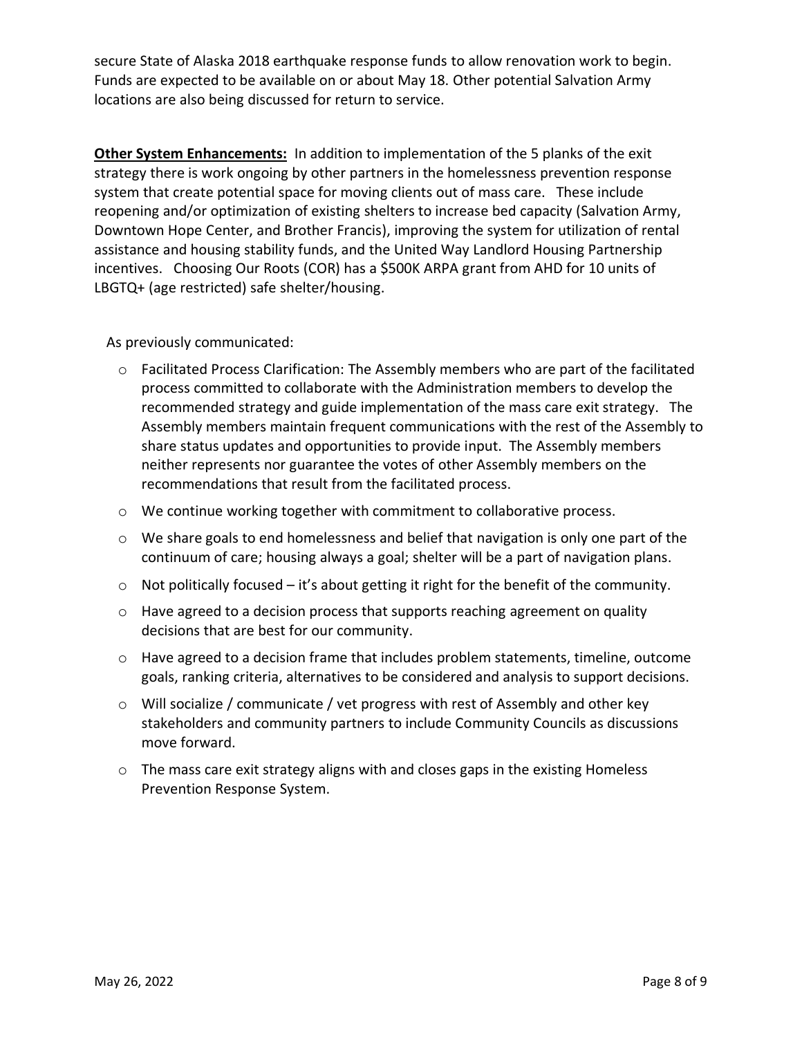secure State of Alaska 2018 earthquake response funds to allow renovation work to begin. Funds are expected to be available on or about May 18. Other potential Salvation Army locations are also being discussed for return to service.

**Other System Enhancements:** In addition to implementation of the 5 planks of the exit strategy there is work ongoing by other partners in the homelessness prevention response system that create potential space for moving clients out of mass care. These include reopening and/or optimization of existing shelters to increase bed capacity (Salvation Army, Downtown Hope Center, and Brother Francis), improving the system for utilization of rental assistance and housing stability funds, and the United Way Landlord Housing Partnership incentives. Choosing Our Roots (COR) has a $500K ARPA grant from AHD for 10 units of LBGTQ+ (age restricted) safe shelter/housing.

As previously communicated:

- Facilitated Process Clarification: The Assembly members who are part of the facilitated process committed to collaborate with the Administration members to develop the recommended strategy and guide implementation of the mass care exit strategy. The Assembly members maintain frequent communications with the rest of the Assembly to share status updates and opportunities to provide input. The Assembly members neither represents nor guarantee the votes of other Assembly members on the recommendations that result from the facilitated process.
- We continue working together with commitment to collaborative process.
- We share goals to end homelessness and belief that navigation is only one part of the continuum of care; housing always a goal; shelter will be a part of navigation plans.
- Not politically focused – it's about getting it right for the benefit of the community.
- Have agreed to a decision process that supports reaching agreement on quality decisions that are best for our community.
- Have agreed to a decision frame that includes problem statements, timeline, outcome goals, ranking criteria, alternatives to be considered and analysis to support decisions.
- Will socialize / communicate / vet progress with rest of Assembly and other key stakeholders and community partners to include Community Councils as discussions move forward.
- The mass care exit strategy aligns with and closes gaps in the existing Homeless Prevention Response System.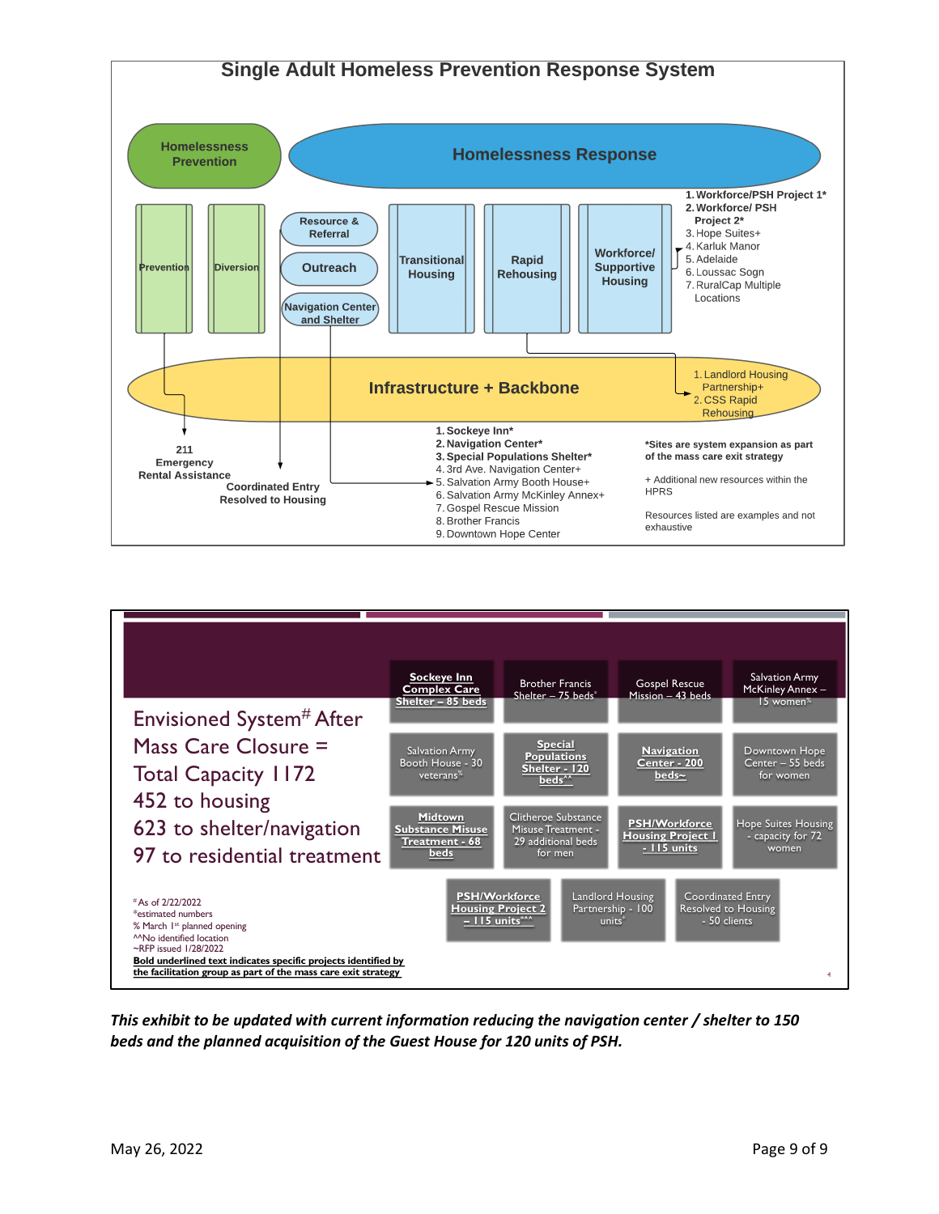## Single Adult Homeless Prevention Response System

Homelessness Prevention

Homelessness Response

Prevention

Diversion

Resource & Referral

Outreach

Navigation Center and Shelter

Transitional Housing

Rapid Rehousing

Workforce/ Supportive Housing

1. **Workforce/PSH Project 1***
2. **Workforce/ PSH Project 2***
3. Hope Suites+
4. Karluk Manor
5. Adelaide
6. Loussac Sogn
7. RuralCap Multiple Locations

Infrastructure + Backbone

1. Landlord Housing Partnership+
2. CSS Rapid Rehousing

211 Emergency Rental Assistance

Coordinated Entry Resolved to Housing

1. **Sockeye Inn***
2. **Navigation Center***
3. **Special Populations Shelter***
4. 3rd Ave. Navigation Center+
5. Salvation Army Booth House+
6. Salvation Army McKinley Annex+
7. Gospel Rescue Mission
8. Brother Francis
9. Downtown Hope Center

*Sites are system expansion as part of the mass care exit strategy

+ Additional new resources within the HPRS

Resources listed are examples and not exhaustive

---

## Envisioned System[#] After Mass Care Closure = Total Capacity 1172
## 452 to housing
## 623 to shelter/navigation
## 97 to residential treatment

- **Sockeye Inn Complex Care Shelter – 85 beds**
- Brother Francis Shelter – 75 beds*
- Gospel Rescue Mission – 43 beds
- Salvation Army McKinley Annex – 15 women%
- Salvation Army Booth House - 30 veterans%
- **Special Populations Shelter - 120 beds^^**
- **Navigation Center - 200 beds~**
- Downtown Hope Center – 55 beds for women
- **Midtown Substance Misuse Treatment - 68 beds**
- Clitheroe Substance Misuse Treatment - 29 additional beds for men
- **PSH/Workforce Housing Project 1 - 115 units**
- Hope Suites Housing - capacity for 72 women
- **PSH/Workforce Housing Project 2 – 115 units^^^**
- Landlord Housing Partnership - 100 units*
- Coordinated Entry Resolved to Housing - 50 clients

#As of 2/22/2022
*estimated numbers
% March 1st planned opening
^^No identified location
~RFP issued 1/28/2022
**Bold underlined text indicates specific projects identified by the facilitation group as part of the mass care exit strategy**

***This exhibit to be updated with current information reducing the navigation center / shelter to 150 beds and the planned acquisition of the Guest House for 120 units of PSH.***